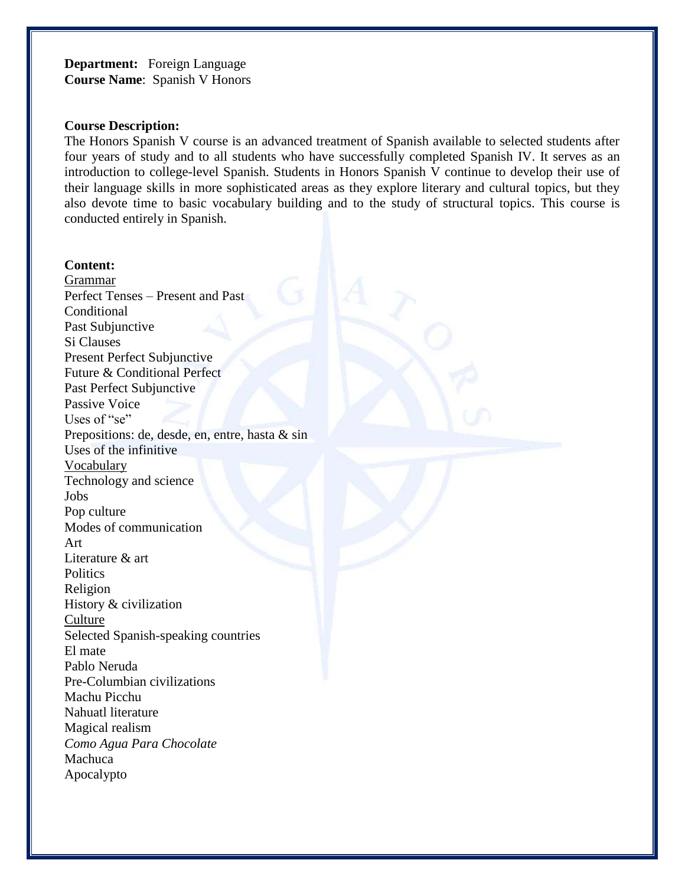**Department:** Foreign Language
**Course Name**: Spanish V Honors

**Course Description:**

The Honors Spanish V course is an advanced treatment of Spanish available to selected students after four years of study and to all students who have successfully completed Spanish IV. It serves as an introduction to college-level Spanish. Students in Honors Spanish V continue to develop their use of their language skills in more sophisticated areas as they explore literary and cultural topics, but they also devote time to basic vocabulary building and to the study of structural topics. This course is conducted entirely in Spanish.

**Content:**

<u>Grammar</u>
Perfect Tenses – Present and Past
Conditional
Past Subjunctive
Si Clauses
Present Perfect Subjunctive
Future & Conditional Perfect
Past Perfect Subjunctive
Passive Voice
Uses of "se"
Prepositions: de, desde, en, entre, hasta & sin
Uses of the infinitive

<u>Vocabulary</u>
Technology and science
Jobs
Pop culture
Modes of communication
Art
Literature & art
Politics
Religion
History & civilization

<u>Culture</u>
Selected Spanish-speaking countries
El mate
Pablo Neruda
Pre-Columbian civilizations
Machu Picchu
Nahuatl literature
Magical realism
*Como Agua Para Chocolate*
Machuca
Apocalypto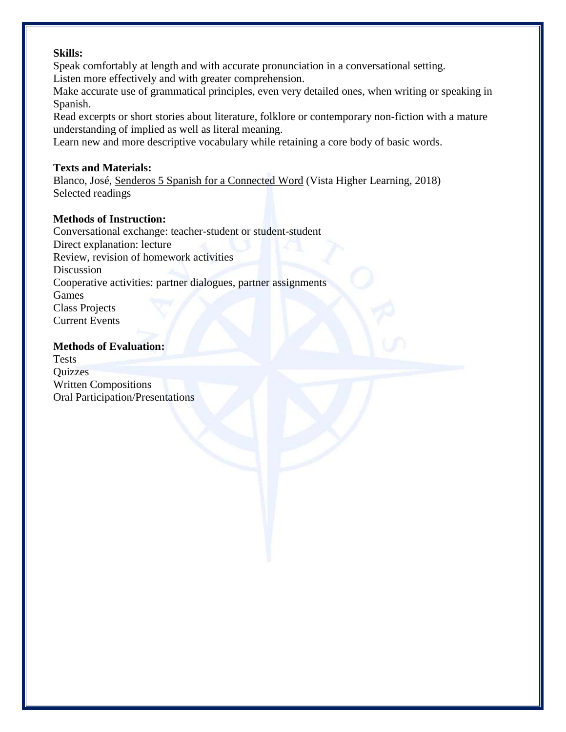**Skills:**

Speak comfortably at length and with accurate pronunciation in a conversational setting.
Listen more effectively and with greater comprehension.
Make accurate use of grammatical principles, even very detailed ones, when writing or speaking in Spanish.
Read excerpts or short stories about literature, folklore or contemporary non-fiction with a mature understanding of implied as well as literal meaning.
Learn new and more descriptive vocabulary while retaining a core body of basic words.

**Texts and Materials:**

Blanco, José, Senderos 5 Spanish for a Connected Word (Vista Higher Learning, 2018)
Selected readings

**Methods of Instruction:**

Conversational exchange: teacher-student or student-student
Direct explanation: lecture
Review, revision of homework activities
Discussion
Cooperative activities: partner dialogues, partner assignments
Games
Class Projects
Current Events

**Methods of Evaluation:**

Tests
Quizzes
Written Compositions
Oral Participation/Presentations